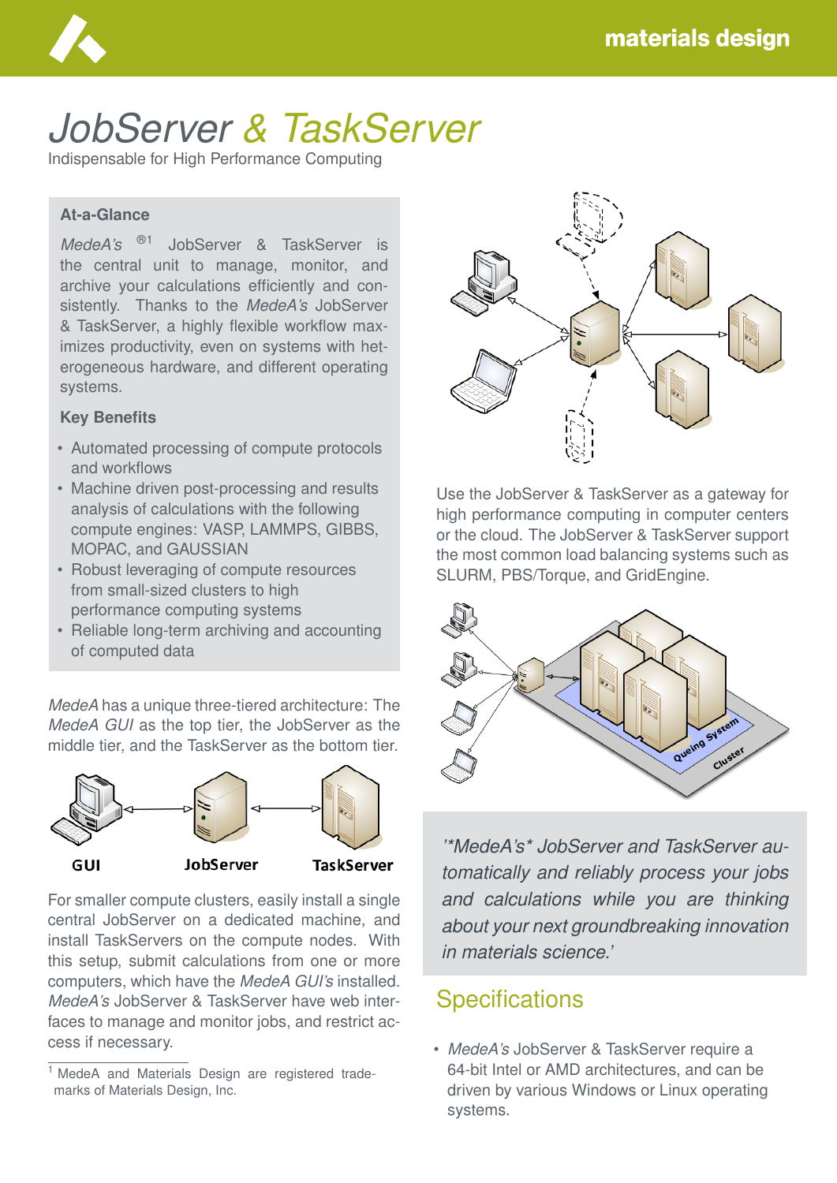# *JobServer & TaskServer*

Indispensable for High Performance Computing

## At-a-Glance

*MedeA's* ®[1] JobServer & TaskServer is the central unit to manage, monitor, and archive your calculations efficiently and consistently. Thanks to the *MedeA's* JobServer & TaskServer, a highly flexible workflow maximizes productivity, even on systems with heterogeneous hardware, and different operating systems.

### Key Benefits

- Automated processing of compute protocols and workflows
- Machine driven post-processing and results analysis of calculations with the following compute engines: VASP, LAMMPS, GIBBS, MOPAC, and GAUSSIAN
- Robust leveraging of compute resources from small-sized clusters to high performance computing systems
- Reliable long-term archiving and accounting of computed data

*MedeA* has a unique three-tiered architecture: The *MedeA GUI* as the top tier, the JobServer as the middle tier, and the TaskServer as the bottom tier.

GUI JobServer TaskServer

For smaller compute clusters, easily install a single central JobServer on a dedicated machine, and install TaskServers on the compute nodes. With this setup, submit calculations from one or more computers, which have the *MedeA GUI's* installed. *MedeA's* JobServer & TaskServer have web interfaces to manage and monitor jobs, and restrict access if necessary.

[1] MedeA and Materials Design are registered trademarks of Materials Design, Inc.

Use the JobServer & TaskServer as a gateway for high performance computing in computer centers or the cloud. The JobServer & TaskServer support the most common load balancing systems such as SLURM, PBS/Torque, and GridEngine.

*'*MedeA's* JobServer and TaskServer automatically and reliably process your jobs and calculations while you are thinking about your next groundbreaking innovation in materials science.'*

## Specifications

- *MedeA's* JobServer & TaskServer require a 64-bit Intel or AMD architectures, and can be driven by various Windows or Linux operating systems.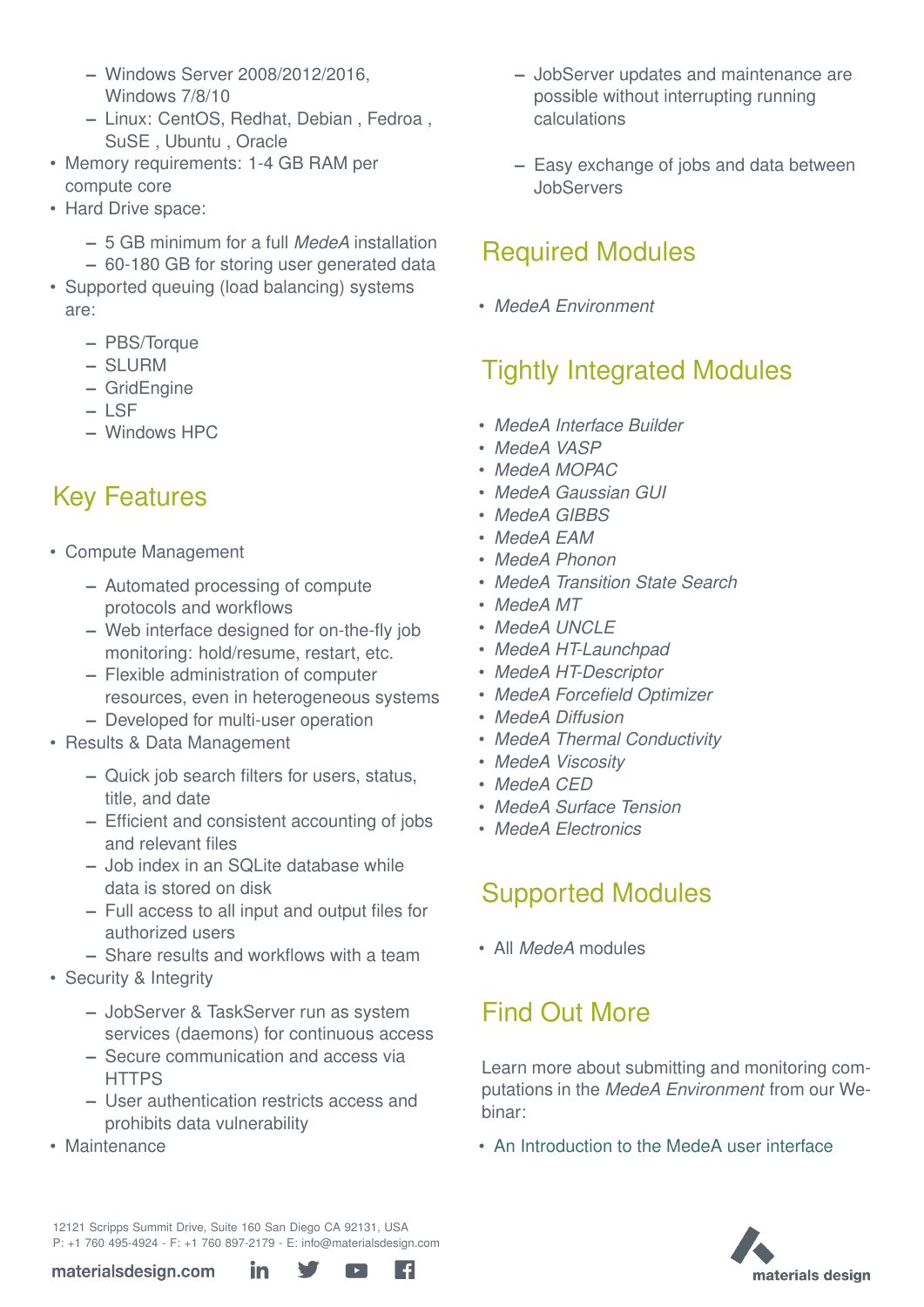- Windows Server 2008/2012/2016, Windows 7/8/10
  - Linux: CentOS, Redhat, Debian , Fedroa , SuSE , Ubuntu , Oracle
- Memory requirements: 1-4 GB RAM per compute core
- Hard Drive space:
  - 5 GB minimum for a full *MedeA* installation
  - 60-180 GB for storing user generated data
- Supported queuing (load balancing) systems are:
  - PBS/Torque
  - SLURM
  - GridEngine
  - LSF
  - Windows HPC

## Key Features

- Compute Management
  - Automated processing of compute protocols and workflows
  - Web interface designed for on-the-fly job monitoring: hold/resume, restart, etc.
  - Flexible administration of computer resources, even in heterogeneous systems
  - Developed for multi-user operation
- Results & Data Management
  - Quick job search filters for users, status, title, and date
  - Efficient and consistent accounting of jobs and relevant files
  - Job index in an SQLite database while data is stored on disk
  - Full access to all input and output files for authorized users
  - Share results and workflows with a team
- Security & Integrity
  - JobServer & TaskServer run as system services (daemons) for continuous access
  - Secure communication and access via HTTPS
  - User authentication restricts access and prohibits data vulnerability
- Maintenance
  - JobServer updates and maintenance are possible without interrupting running calculations
  - Easy exchange of jobs and data between JobServers

## Required Modules

- *MedeA Environment*

## Tightly Integrated Modules

- *MedeA Interface Builder*
- *MedeA VASP*
- *MedeA MOPAC*
- *MedeA Gaussian GUI*
- *MedeA GIBBS*
- *MedeA EAM*
- *MedeA Phonon*
- *MedeA Transition State Search*
- *MedeA MT*
- *MedeA UNCLE*
- *MedeA HT-Launchpad*
- *MedeA HT-Descriptor*
- *MedeA Forcefield Optimizer*
- *MedeA Diffusion*
- *MedeA Thermal Conductivity*
- *MedeA Viscosity*
- *MedeA CED*
- *MedeA Surface Tension*
- *MedeA Electronics*

## Supported Modules

- All *MedeA* modules

## Find Out More

Learn more about submitting and monitoring computations in the *MedeA Environment* from our Webinar:

- An Introduction to the MedeA user interface

12121 Scripps Summit Drive, Suite 160 San Diego CA 92131, USA
P: +1 760 495-4924 - F: +1 760 897-2179 - E: info@materialsdesign.com

materialsdesign.com

materials design